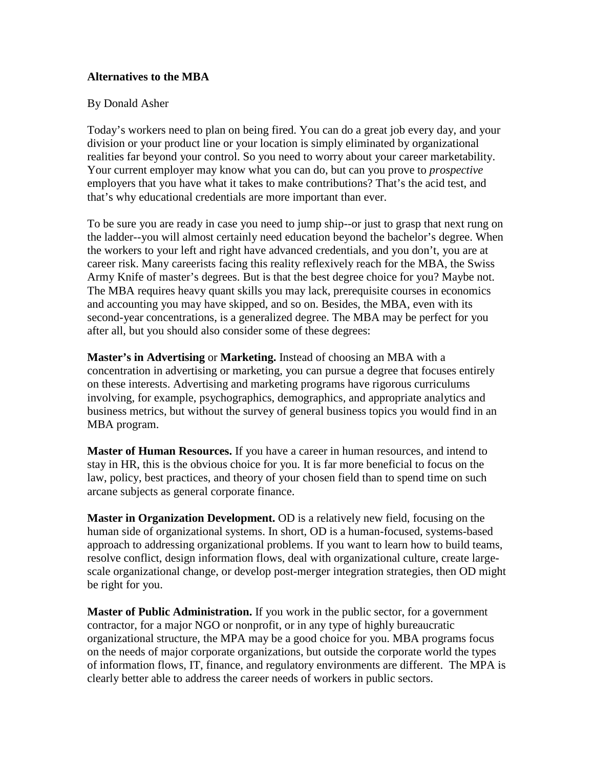# Alternatives to the MBA

By Donald Asher

Today's workers need to plan on being fired. You can do a great job every day, and your division or your product line or your location is simply eliminated by organizational realities far beyond your control. So you need to worry about your career marketability. Your current employer may know what you can do, but can you prove to *prospective* employers that you have what it takes to make contributions? That's the acid test, and that's why educational credentials are more important than ever.

To be sure you are ready in case you need to jump ship--or just to grasp that next rung on the ladder--you will almost certainly need education beyond the bachelor's degree. When the workers to your left and right have advanced credentials, and you don't, you are at career risk. Many careerists facing this reality reflexively reach for the MBA, the Swiss Army Knife of master's degrees. But is that the best degree choice for you? Maybe not. The MBA requires heavy quant skills you may lack, prerequisite courses in economics and accounting you may have skipped, and so on. Besides, the MBA, even with its second-year concentrations, is a generalized degree. The MBA may be perfect for you after all, but you should also consider some of these degrees:

**Master's in Advertising** or **Marketing.** Instead of choosing an MBA with a concentration in advertising or marketing, you can pursue a degree that focuses entirely on these interests. Advertising and marketing programs have rigorous curriculums involving, for example, psychographics, demographics, and appropriate analytics and business metrics, but without the survey of general business topics you would find in an MBA program.

**Master of Human Resources.** If you have a career in human resources, and intend to stay in HR, this is the obvious choice for you. It is far more beneficial to focus on the law, policy, best practices, and theory of your chosen field than to spend time on such arcane subjects as general corporate finance.

**Master in Organization Development.** OD is a relatively new field, focusing on the human side of organizational systems. In short, OD is a human-focused, systems-based approach to addressing organizational problems. If you want to learn how to build teams, resolve conflict, design information flows, deal with organizational culture, create large-scale organizational change, or develop post-merger integration strategies, then OD might be right for you.

**Master of Public Administration.** If you work in the public sector, for a government contractor, for a major NGO or nonprofit, or in any type of highly bureaucratic organizational structure, the MPA may be a good choice for you. MBA programs focus on the needs of major corporate organizations, but outside the corporate world the types of information flows, IT, finance, and regulatory environments are different. The MPA is clearly better able to address the career needs of workers in public sectors.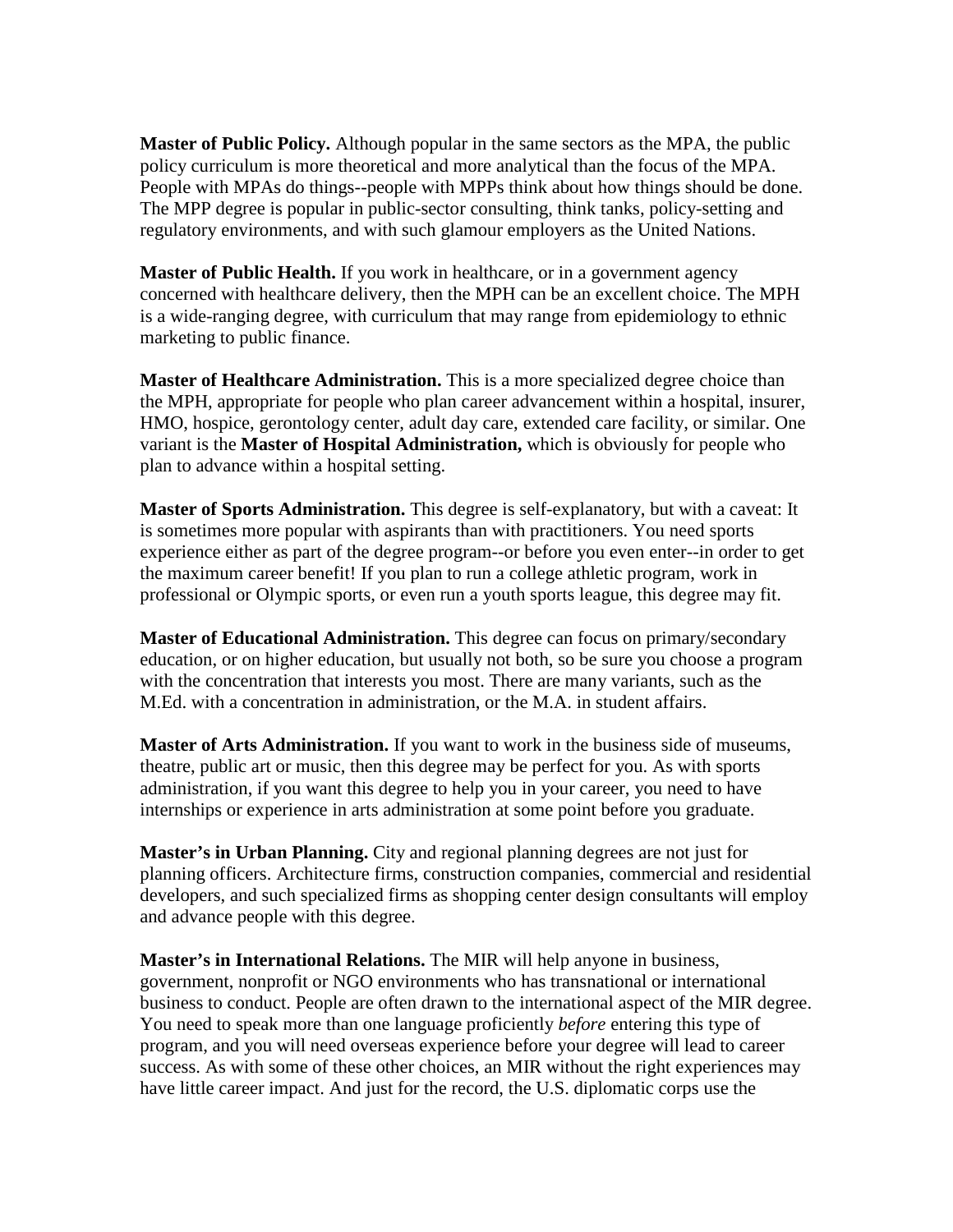**Master of Public Policy.** Although popular in the same sectors as the MPA, the public policy curriculum is more theoretical and more analytical than the focus of the MPA. People with MPAs do things--people with MPPs think about how things should be done. The MPP degree is popular in public-sector consulting, think tanks, policy-setting and regulatory environments, and with such glamour employers as the United Nations.

**Master of Public Health.** If you work in healthcare, or in a government agency concerned with healthcare delivery, then the MPH can be an excellent choice. The MPH is a wide-ranging degree, with curriculum that may range from epidemiology to ethnic marketing to public finance.

**Master of Healthcare Administration.** This is a more specialized degree choice than the MPH, appropriate for people who plan career advancement within a hospital, insurer, HMO, hospice, gerontology center, adult day care, extended care facility, or similar. One variant is the **Master of Hospital Administration,** which is obviously for people who plan to advance within a hospital setting.

**Master of Sports Administration.** This degree is self-explanatory, but with a caveat: It is sometimes more popular with aspirants than with practitioners. You need sports experience either as part of the degree program--or before you even enter--in order to get the maximum career benefit! If you plan to run a college athletic program, work in professional or Olympic sports, or even run a youth sports league, this degree may fit.

**Master of Educational Administration.** This degree can focus on primary/secondary education, or on higher education, but usually not both, so be sure you choose a program with the concentration that interests you most. There are many variants, such as the M.Ed. with a concentration in administration, or the M.A. in student affairs.

**Master of Arts Administration.** If you want to work in the business side of museums, theatre, public art or music, then this degree may be perfect for you. As with sports administration, if you want this degree to help you in your career, you need to have internships or experience in arts administration at some point before you graduate.

**Master's in Urban Planning.** City and regional planning degrees are not just for planning officers. Architecture firms, construction companies, commercial and residential developers, and such specialized firms as shopping center design consultants will employ and advance people with this degree.

**Master's in International Relations.** The MIR will help anyone in business, government, nonprofit or NGO environments who has transnational or international business to conduct. People are often drawn to the international aspect of the MIR degree. You need to speak more than one language proficiently *before* entering this type of program, and you will need overseas experience before your degree will lead to career success. As with some of these other choices, an MIR without the right experiences may have little career impact. And just for the record, the U.S. diplomatic corps use the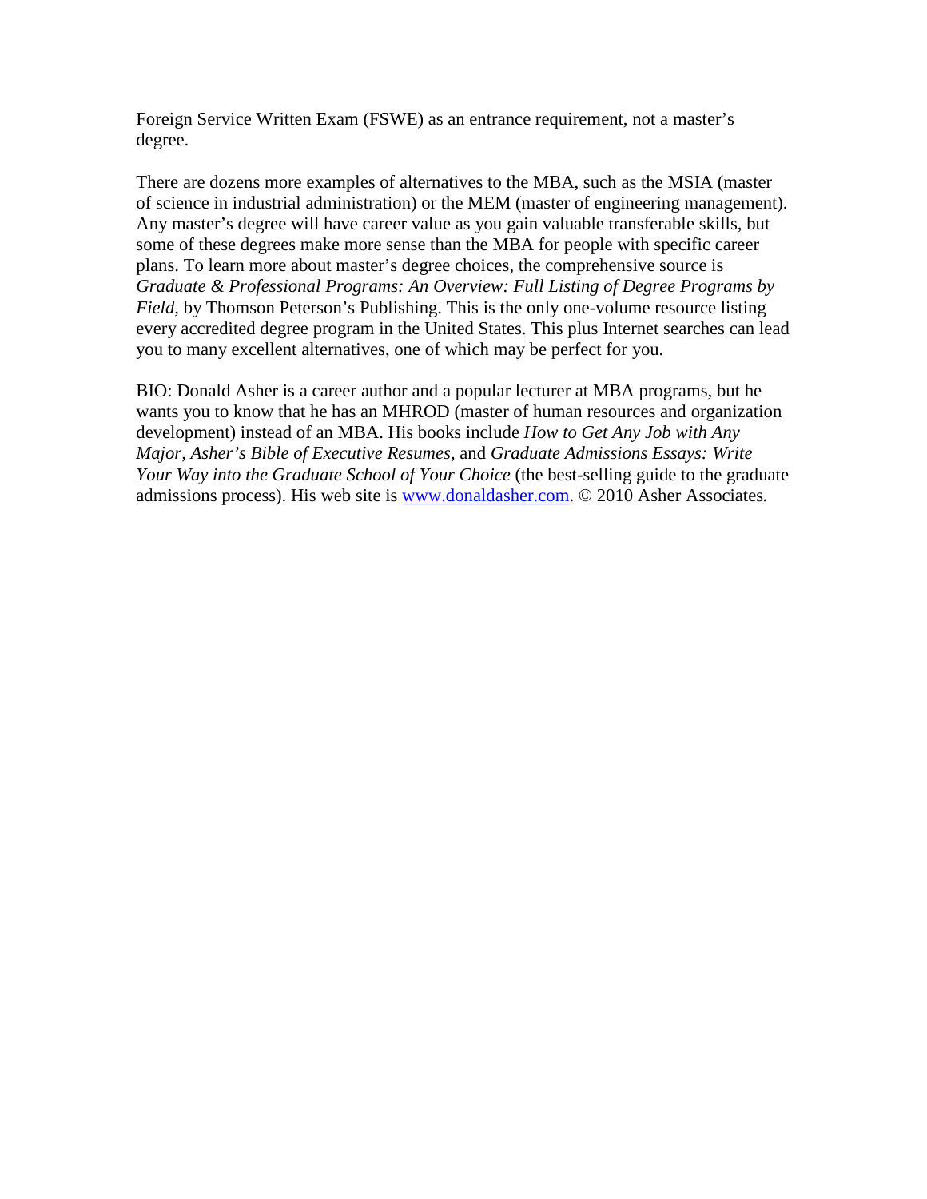Foreign Service Written Exam (FSWE) as an entrance requirement, not a master's degree.

There are dozens more examples of alternatives to the MBA, such as the MSIA (master of science in industrial administration) or the MEM (master of engineering management). Any master's degree will have career value as you gain valuable transferable skills, but some of these degrees make more sense than the MBA for people with specific career plans. To learn more about master's degree choices, the comprehensive source is *Graduate & Professional Programs: An Overview: Full Listing of Degree Programs by Field,* by Thomson Peterson's Publishing. This is the only one-volume resource listing every accredited degree program in the United States. This plus Internet searches can lead you to many excellent alternatives, one of which may be perfect for you.

BIO: Donald Asher is a career author and a popular lecturer at MBA programs, but he wants you to know that he has an MHROD (master of human resources and organization development) instead of an MBA. His books include *How to Get Any Job with Any Major*, *Asher's Bible of Executive Resumes,* and *Graduate Admissions Essays: Write Your Way into the Graduate School of Your Choice* (the best-selling guide to the graduate admissions process). His web site is [www.donaldasher.com](http://www.donaldasher.com). © 2010 Asher Associates.